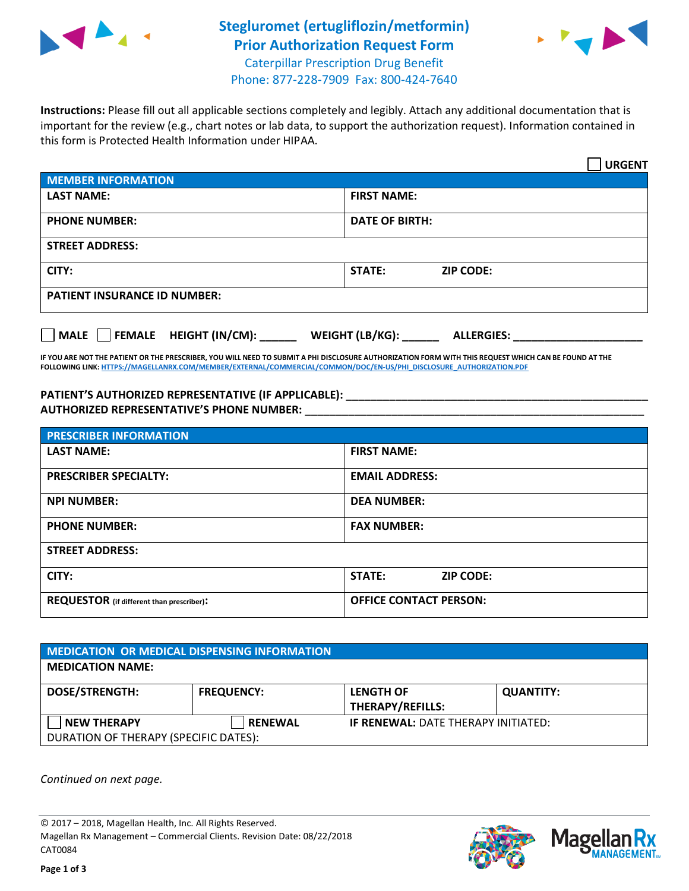# Steglurometl (ertugliflozin/metformin) Prior Authorization Request Form

Caterpillar Prescription Drug Benefit
Phone: 877-228-7909 Fax: 800-424-7640

**Instructions:** Please fill out all applicable sections completely and legibly. Attach any additional documentation that is important for the review (e.g., chart notes or lab data, to support the authorization request). Information contained in this form is Protected Health Information under HIPAA.

☐ **URGENT**

| **MEMBER INFORMATION** | |
|---|---|
| **LAST NAME:** | **FIRST NAME:** |
| **PHONE NUMBER:** | **DATE OF BIRTH:** |
| **STREET ADDRESS:** | |
| **CITY:** | **STATE:** **ZIP CODE:** |
| **PATIENT INSURANCE ID NUMBER:** | |

☐ **MALE** ☐ **FEMALE** **HEIGHT (IN/CM):** ______ **WEIGHT (LB/KG):** ______ **ALLERGIES:** ____________________

**IF YOU ARE NOT THE PATIENT OR THE PRESCRIBER, YOU WILL NEED TO SUBMIT A PHI DISCLOSURE AUTHORIZATION FORM WITH THIS REQUEST WHICH CAN BE FOUND AT THE FOLLOWING LINK:** HTTPS://MAGELLANRX.COM/MEMBER/EXTERNAL/COMMERCIAL/COMMON/DOC/EN-US/PHI_DISCLOSURE_AUTHORIZATION.PDF

**PATIENT'S AUTHORIZED REPRESENTATIVE (IF APPLICABLE):** ____________________________________________
**AUTHORIZED REPRESENTATIVE'S PHONE NUMBER:** ____________________________________________

| **PRESCRIBER INFORMATION** | |
|---|---|
| **LAST NAME:** | **FIRST NAME:** |
| **PRESCRIBER SPECIALTY:** | **EMAIL ADDRESS:** |
| **NPI NUMBER:** | **DEA NUMBER:** |
| **PHONE NUMBER:** | **FAX NUMBER:** |
| **STREET ADDRESS:** | |
| **CITY:** | **STATE:** **ZIP CODE:** |
| **REQUESTOR** (if different than prescriber)**:** | **OFFICE CONTACT PERSON:** |

| **MEDICATION OR MEDICAL DISPENSING INFORMATION** | | | |
|---|---|---|---|
| **MEDICATION NAME:** | | | |
| **DOSE/STRENGTH:** | **FREQUENCY:** | **LENGTH OF THERAPY/REFILLS:** | **QUANTITY:** |
| ☐ **NEW THERAPY** | ☐ **RENEWAL** | **IF RENEWAL:** DATE THERAPY INITIATED: | |
| DURATION OF THERAPY (SPECIFIC DATES): | | | |

*Continued on next page.*

© 2017 – 2018, Magellan Health, Inc. All Rights Reserved.
Magellan Rx Management – Commercial Clients. Revision Date: 08/22/2018
CAT0084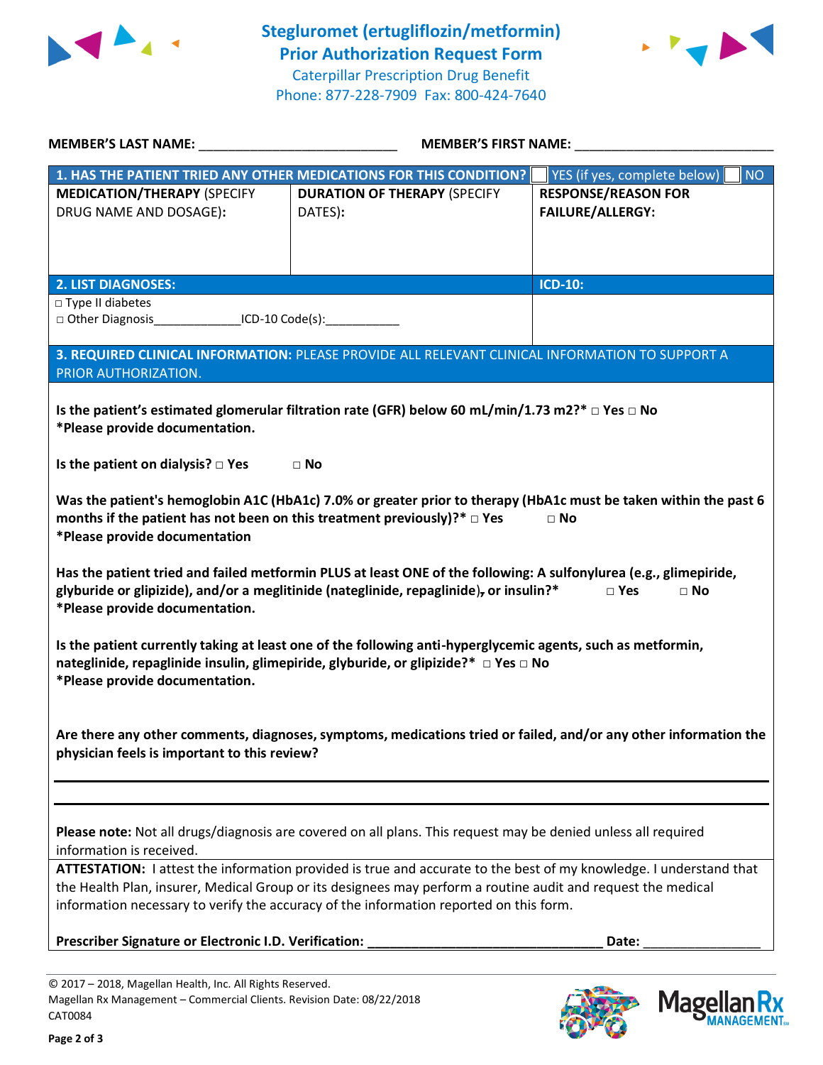# Steglueromet (ertugliflozin/metformin) Prior Authorization Request Form

Caterpillar Prescription Drug Benefit
Phone: 877-228-7909 Fax: 800-424-7640

**MEMBER'S LAST NAME:** ___________________________ **MEMBER'S FIRST NAME:** ___________________________

| **1. HAS THE PATIENT TRIED ANY OTHER MEDICATIONS FOR THIS CONDITION?** | | ☐ YES (if yes, complete below) ☐ NO |
|---|---|---|
| **MEDICATION/THERAPY** (SPECIFY DRUG NAME AND DOSAGE): | **DURATION OF THERAPY** (SPECIFY DATES): | **RESPONSE/REASON FOR FAILURE/ALLERGY:** |
| | | |

| **2. LIST DIAGNOSES:** | **ICD-10:** |
|---|---|
| □ Type II diabetes<br>□ Other Diagnosis_____________ICD-10 Code(s):___________ | |

**3. REQUIRED CLINICAL INFORMATION:** PLEASE PROVIDE ALL RELEVANT CLINICAL INFORMATION TO SUPPORT A PRIOR AUTHORIZATION.

**Is the patient's estimated glomerular filtration rate (GFR) below 60 mL/min/1.73 m2?\* □ Yes □ No**
**\*Please provide documentation.**

**Is the patient on dialysis? □ Yes □ No**

**Was the patient's hemoglobin A1C (HbA1c) 7.0% or greater prior to therapy (HbA1c must be taken within the past 6 months if the patient has not been on this treatment previously)?\* □ Yes □ No**
**\*Please provide documentation**

**Has the patient tried and failed metformin PLUS at least ONE of the following: A sulfonylurea (e.g., glimepiride, glyburide or glipizide), and/or a meglitinide (nateglinide, repaglinide), or insulin?\* □ Yes □ No**
**\*Please provide documentation.**

**Is the patient currently taking at least one of the following anti-hyperglycemic agents, such as metformin, nateglinide, repaglinide insulin, glimepiride, glyburide, or glipizide?\* □ Yes □ No**
**\*Please provide documentation.**

**Are there any other comments, diagnoses, symptoms, medications tried or failed, and/or any other information the physician feels is important to this review?**

_______________________________________________________________________________

_______________________________________________________________________________

**Please note:** Not all drugs/diagnosis are covered on all plans. This request may be denied unless all required information is received.

**ATTESTATION:** I attest the information provided is true and accurate to the best of my knowledge. I understand that the Health Plan, insurer, Medical Group or its designees may perform a routine audit and request the medical information necessary to verify the accuracy of the information reported on this form.

**Prescriber Signature or Electronic I.D. Verification:** ________________________________ **Date:** ________________

© 2017 – 2018, Magellan Health, Inc. All Rights Reserved.
Magellan Rx Management – Commercial Clients. Revision Date: 08/22/2018
CAT0084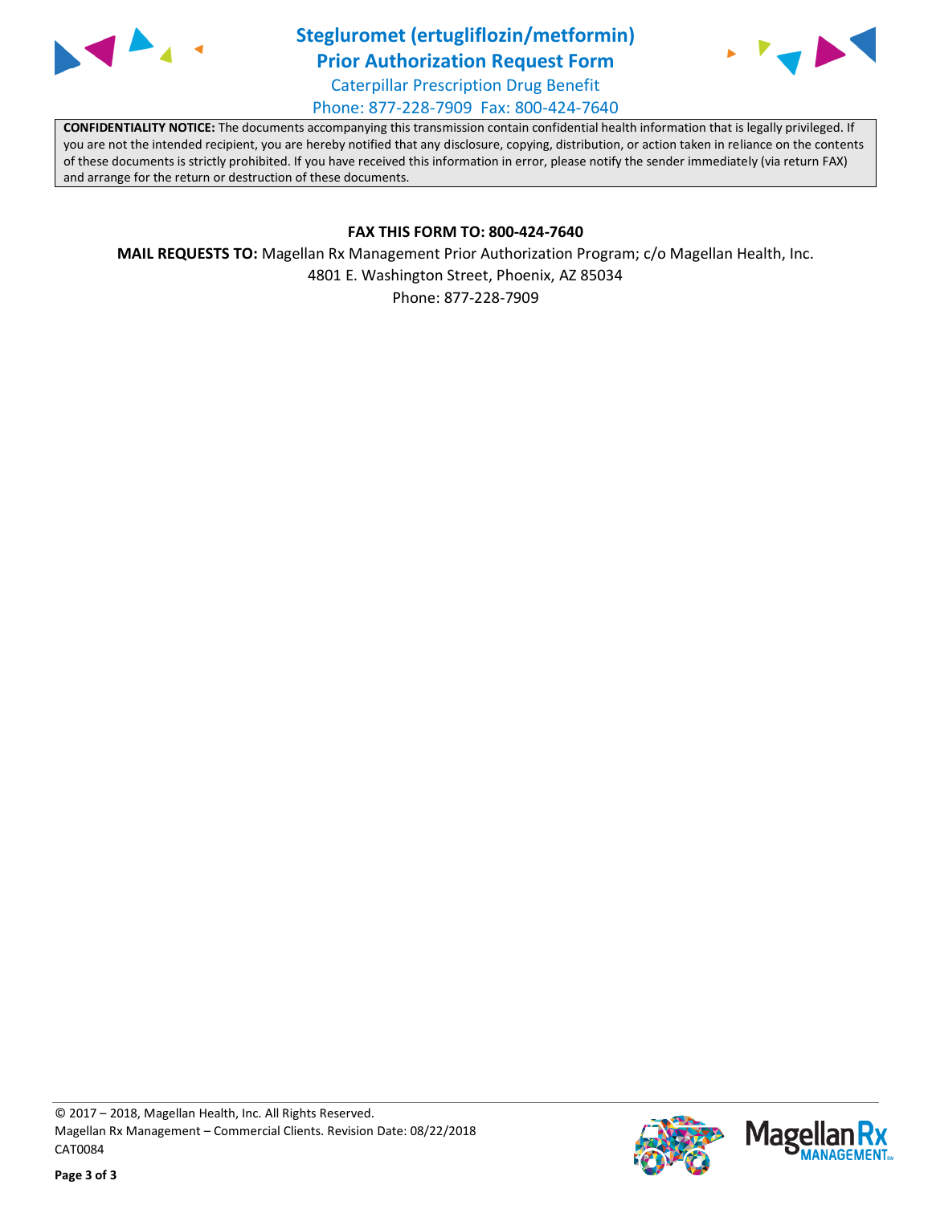# Stegluromet (ertugliflozin/metformin) Prior Authorization Request Form

Caterpillar Prescription Drug Benefit

Phone: 877-228-7909 Fax: 800-424-7640

**CONFIDENTIALITY NOTICE:** The documents accompanying this transmission contain confidential health information that is legally privileged. If you are not the intended recipient, you are hereby notified that any disclosure, copying, distribution, or action taken in reliance on the contents of these documents is strictly prohibited. If you have received this information in error, please notify the sender immediately (via return FAX) and arrange for the return or destruction of these documents.

**FAX THIS FORM TO: 800-424-7640**

**MAIL REQUESTS TO:** Magellan Rx Management Prior Authorization Program; c/o Magellan Health, Inc.
4801 E. Washington Street, Phoenix, AZ 85034
Phone: 877-228-7909

© 2017 – 2018, Magellan Health, Inc. All Rights Reserved.
Magellan Rx Management – Commercial Clients. Revision Date: 08/22/2018
CAT0084